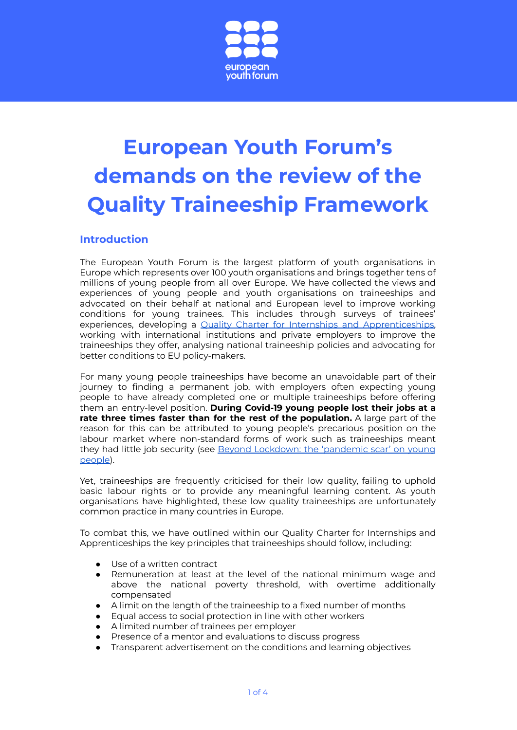# European Youth Forum's demands on the review of the Quality Traineeship Framework

## Introduction

The European Youth Forum is the largest platform of youth organisations in Europe which represents over 100 youth organisations and brings together tens of millions of young people from all over Europe. We have collected the views and experiences of young people and youth organisations on traineeships and advocated on their behalf at national and European level to improve working conditions for young trainees. This includes through surveys of trainees' experiences, developing a [Quality Charter for Internships and Apprenticeships](), working with international institutions and private employers to improve the traineeships they offer, analysing national traineeship policies and advocating for better conditions to EU policy-makers.

For many young people traineeships have become an unavoidable part of their journey to finding a permanent job, with employers often expecting young people to have already completed one or multiple traineeships before offering them an entry-level position. **During Covid-19 young people lost their jobs at a rate three times faster than for the rest of the population.** A large part of the reason for this can be attributed to young people's precarious position on the labour market where non-standard forms of work such as traineeships meant they had little job security (see [Beyond Lockdown: the 'pandemic scar' on young people]()).

Yet, traineeships are frequently criticised for their low quality, failing to uphold basic labour rights or to provide any meaningful learning content. As youth organisations have highlighted, these low quality traineeships are unfortunately common practice in many countries in Europe.

To combat this, we have outlined within our Quality Charter for Internships and Apprenticeships the key principles that traineeships should follow, including:

- Use of a written contract
- Remuneration at least at the level of the national minimum wage and above the national poverty threshold, with overtime additionally compensated
- A limit on the length of the traineeship to a fixed number of months
- Equal access to social protection in line with other workers
- A limited number of trainees per employer
- Presence of a mentor and evaluations to discuss progress
- Transparent advertisement on the conditions and learning objectives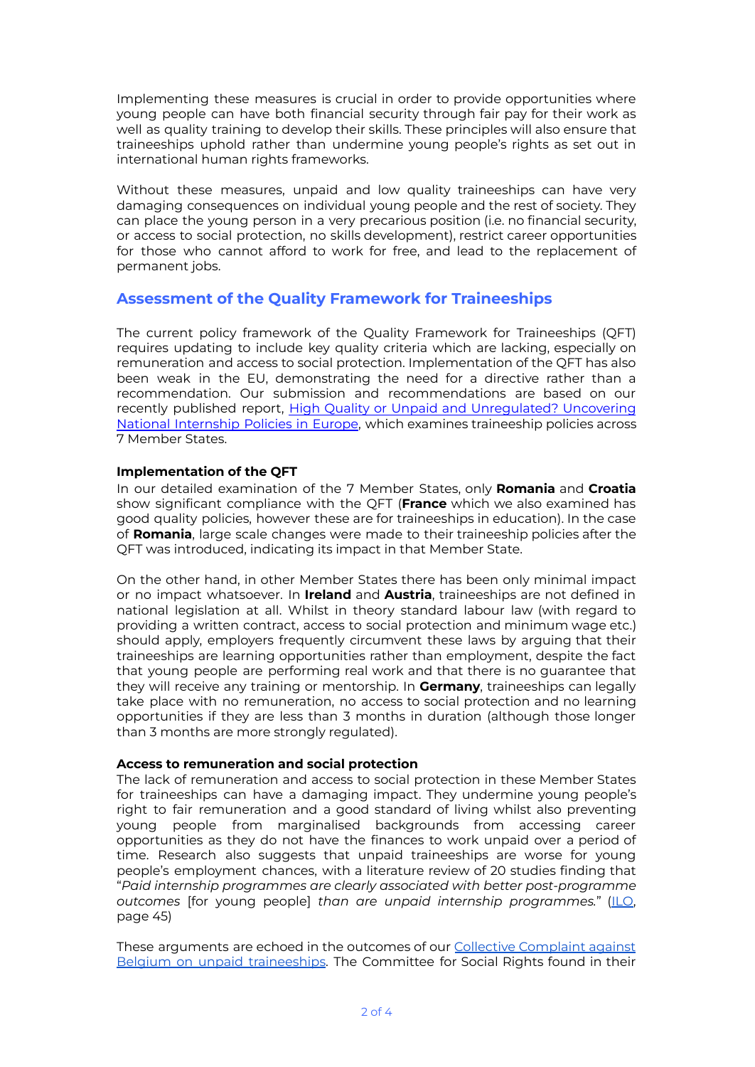Implementing these measures is crucial in order to provide opportunities where young people can have both financial security through fair pay for their work as well as quality training to develop their skills. These principles will also ensure that traineeships uphold rather than undermine young people's rights as set out in international human rights frameworks.

Without these measures, unpaid and low quality traineeships can have very damaging consequences on individual young people and the rest of society. They can place the young person in a very precarious position (i.e. no financial security, or access to social protection, no skills development), restrict career opportunities for those who cannot afford to work for free, and lead to the replacement of permanent jobs.

## Assessment of the Quality Framework for Traineeships

The current policy framework of the Quality Framework for Traineeships (QFT) requires updating to include key quality criteria which are lacking, especially on remuneration and access to social protection. Implementation of the QFT has also been weak in the EU, demonstrating the need for a directive rather than a recommendation. Our submission and recommendations are based on our recently published report, [High Quality or Unpaid and Unregulated? Uncovering National Internship Policies in Europe](), which examines traineeship policies across 7 Member States.

**Implementation of the QFT**

In our detailed examination of the 7 Member States, only **Romania** and **Croatia** show significant compliance with the QFT (**France** which we also examined has good quality policies, however these are for traineeships in education). In the case of **Romania**, large scale changes were made to their traineeship policies after the QFT was introduced, indicating its impact in that Member State.

On the other hand, in other Member States there has been only minimal impact or no impact whatsoever. In **Ireland** and **Austria**, traineeships are not defined in national legislation at all. Whilst in theory standard labour law (with regard to providing a written contract, access to social protection and minimum wage etc.) should apply, employers frequently circumvent these laws by arguing that their traineeships are learning opportunities rather than employment, despite the fact that young people are performing real work and that there is no guarantee that they will receive any training or mentorship. In **Germany**, traineeships can legally take place with no remuneration, no access to social protection and no learning opportunities if they are less than 3 months in duration (although those longer than 3 months are more strongly regulated).

**Access to remuneration and social protection**

The lack of remuneration and access to social protection in these Member States for traineeships can have a damaging impact. They undermine young people's right to fair remuneration and a good standard of living whilst also preventing young people from marginalised backgrounds from accessing career opportunities as they do not have the finances to work unpaid over a period of time. Research also suggests that unpaid traineeships are worse for young people's employment chances, with a literature review of 20 studies finding that "*Paid internship programmes are clearly associated with better post-programme outcomes* [for young people] *than are unpaid internship programmes.*" ([ILO](), page 45)

These arguments are echoed in the outcomes of our [Collective Complaint against Belgium on unpaid traineeships](). The Committee for Social Rights found in their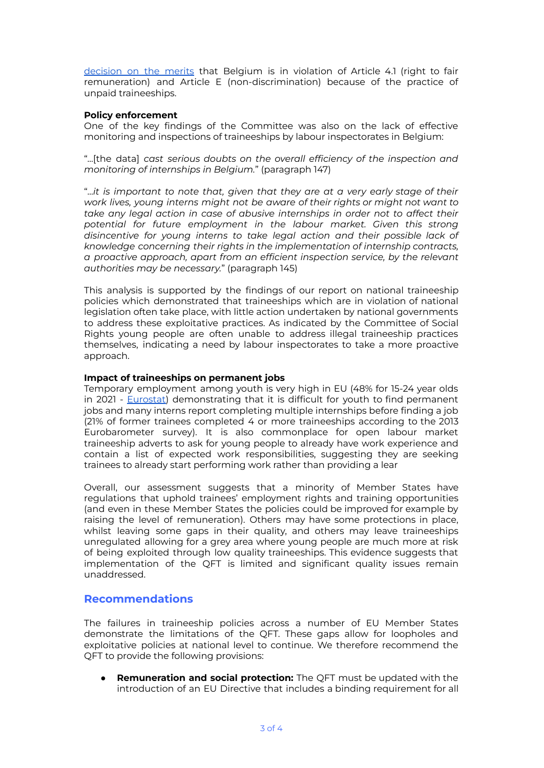decision on the merits that Belgium is in violation of Article 4.1 (right to fair remuneration) and Article E (non-discrimination) because of the practice of unpaid traineeships.

**Policy enforcement**

One of the key findings of the Committee was also on the lack of effective monitoring and inspections of traineeships by labour inspectorates in Belgium:

"...[the data] *cast serious doubts on the overall efficiency of the inspection and monitoring of internships in Belgium.*" (paragraph 147)

"...*it is important to note that, given that they are at a very early stage of their work lives, young interns might not be aware of their rights or might not want to take any legal action in case of abusive internships in order not to affect their potential for future employment in the labour market. Given this strong disincentive for young interns to take legal action and their possible lack of knowledge concerning their rights in the implementation of internship contracts, a proactive approach, apart from an efficient inspection service, by the relevant authorities may be necessary.*" (paragraph 145)

This analysis is supported by the findings of our report on national traineeship policies which demonstrated that traineeships which are in violation of national legislation often take place, with little action undertaken by national governments to address these exploitative practices. As indicated by the Committee of Social Rights young people are often unable to address illegal traineeship practices themselves, indicating a need by labour inspectorates to take a more proactive approach.

**Impact of traineeships on permanent jobs**

Temporary employment among youth is very high in EU (48% for 15-24 year olds in 2021 - Eurostat) demonstrating that it is difficult for youth to find permanent jobs and many interns report completing multiple internships before finding a job (21% of former trainees completed 4 or more traineeships according to the 2013 Eurobarometer survey). It is also commonplace for open labour market traineeship adverts to ask for young people to already have work experience and contain a list of expected work responsibilities, suggesting they are seeking trainees to already start performing work rather than providing a lear

Overall, our assessment suggests that a minority of Member States have regulations that uphold trainees' employment rights and training opportunities (and even in these Member States the policies could be improved for example by raising the level of remuneration). Others may have some protections in place, whilst leaving some gaps in their quality, and others may leave traineeships unregulated allowing for a grey area where young people are much more at risk of being exploited through low quality traineeships. This evidence suggests that implementation of the QFT is limited and significant quality issues remain unaddressed.

## Recommendations

The failures in traineeship policies across a number of EU Member States demonstrate the limitations of the QFT. These gaps allow for loopholes and exploitative policies at national level to continue. We therefore recommend the QFT to provide the following provisions:

- **Remuneration and social protection:** The QFT must be updated with the introduction of an EU Directive that includes a binding requirement for all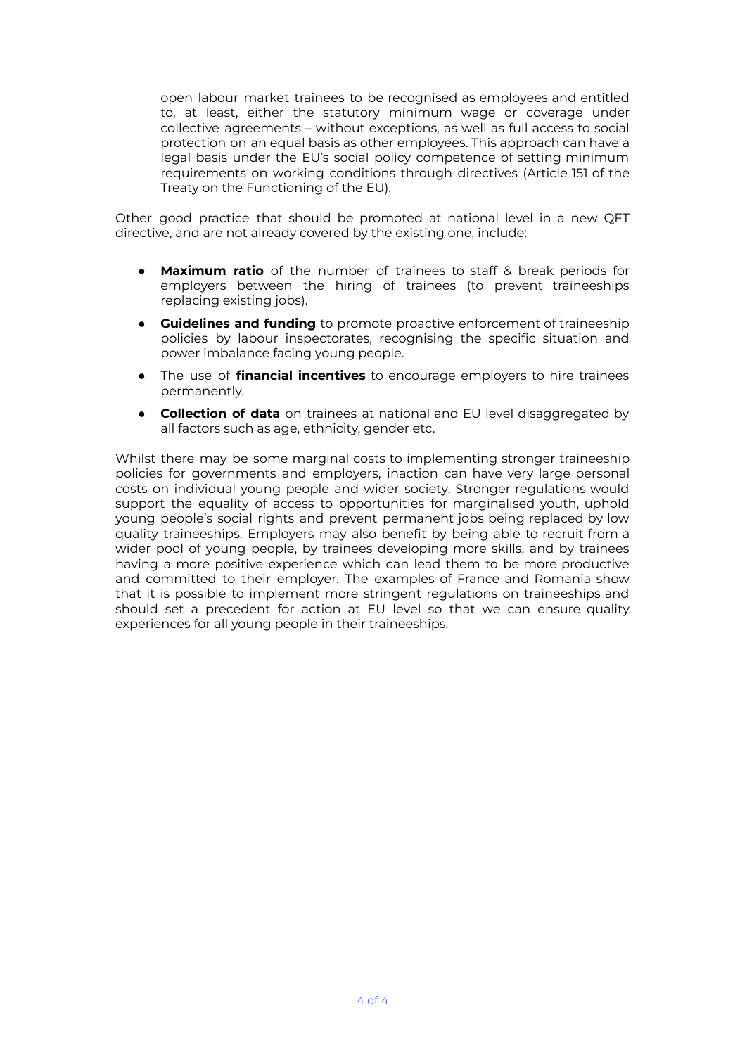open labour market trainees to be recognised as employees and entitled to, at least, either the statutory minimum wage or coverage under collective agreements – without exceptions, as well as full access to social protection on an equal basis as other employees. This approach can have a legal basis under the EU's social policy competence of setting minimum requirements on working conditions through directives (Article 151 of the Treaty on the Functioning of the EU).

Other good practice that should be promoted at national level in a new QFT directive, and are not already covered by the existing one, include:

- **Maximum ratio** of the number of trainees to staff & break periods for employers between the hiring of trainees (to prevent traineeships replacing existing jobs).
- **Guidelines and funding** to promote proactive enforcement of traineeship policies by labour inspectorates, recognising the specific situation and power imbalance facing young people.
- The use of **financial incentives** to encourage employers to hire trainees permanently.
- **Collection of data** on trainees at national and EU level disaggregated by all factors such as age, ethnicity, gender etc.

Whilst there may be some marginal costs to implementing stronger traineeship policies for governments and employers, inaction can have very large personal costs on individual young people and wider society. Stronger regulations would support the equality of access to opportunities for marginalised youth, uphold young people's social rights and prevent permanent jobs being replaced by low quality traineeships. Employers may also benefit by being able to recruit from a wider pool of young people, by trainees developing more skills, and by trainees having a more positive experience which can lead them to be more productive and committed to their employer. The examples of France and Romania show that it is possible to implement more stringent regulations on traineeships and should set a precedent for action at EU level so that we can ensure quality experiences for all young people in their traineeships.